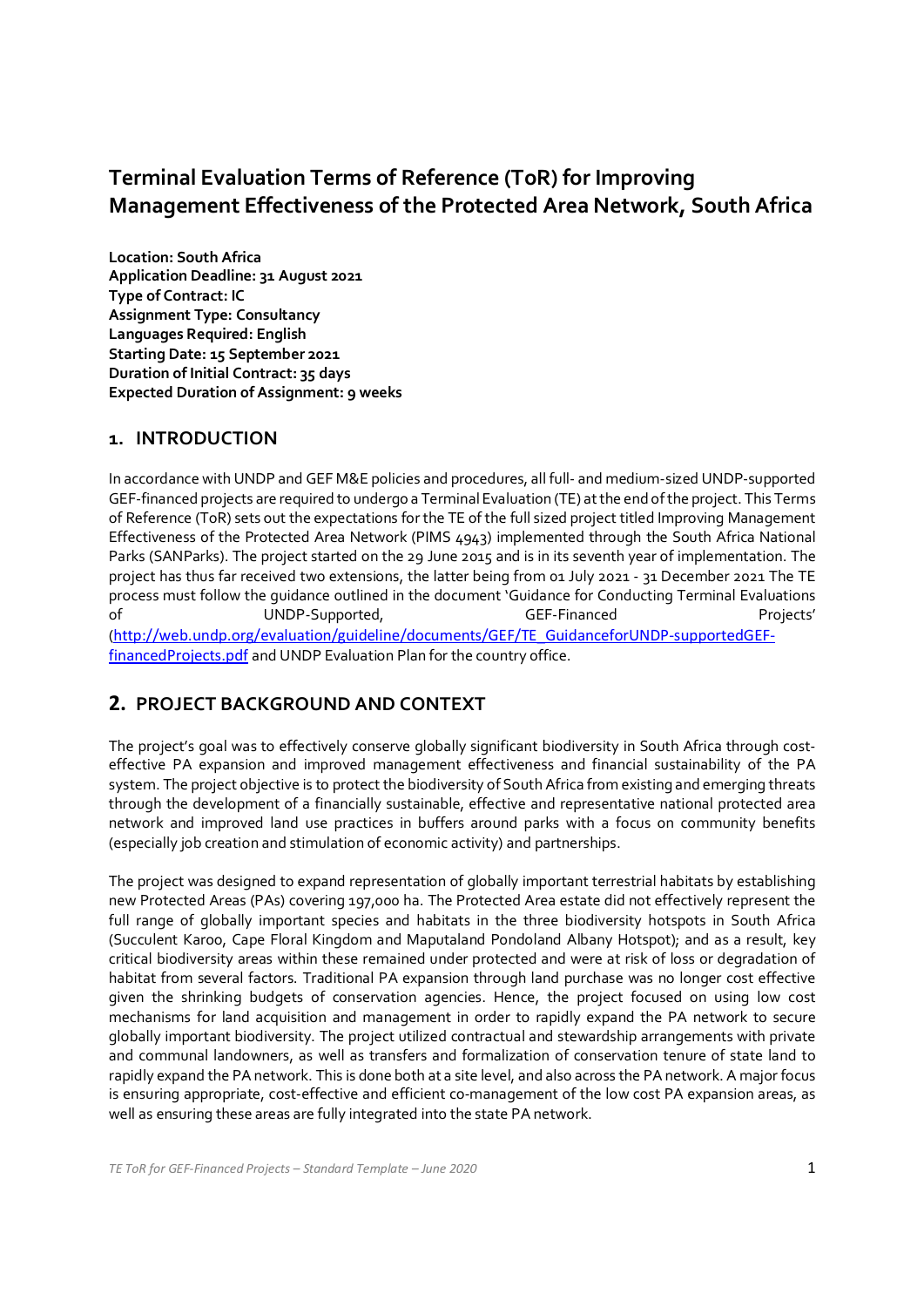# Terminal Evaluation Terms of Reference (ToR) for Improving Management Effectiveness of the Protected Area Network, South Africa

**Location: South Africa**
**Application Deadline: 31 August 2021**
**Type of Contract: IC**
**Assignment Type: Consultancy**
**Languages Required: English**
**Starting Date: 15 September 2021**
**Duration of Initial Contract: 35 days**
**Expected Duration of Assignment: 9 weeks**

## 1. INTRODUCTION

In accordance with UNDP and GEF M&E policies and procedures, all full- and medium-sized UNDP-supported GEF-financed projects are required to undergo a Terminal Evaluation (TE) at the end of the project. This Terms of Reference (ToR) sets out the expectations for the TE of the full sized project titled Improving Management Effectiveness of the Protected Area Network (PIMS 4943) implemented through the South Africa National Parks (SANParks). The project started on the 29 June 2015 and is in its seventh year of implementation. The project has thus far received two extensions, the latter being from 01 July 2021 - 31 December 2021 The TE process must follow the guidance outlined in the document 'Guidance for Conducting Terminal Evaluations of UNDP-Supported, GEF-Financed Projects' ([http://web.undp.org/evaluation/guideline/documents/GEF/TE_GuidanceforUNDP-supportedGEF-financedProjects.pdf](http://web.undp.org/evaluation/guideline/documents/GEF/TE_GuidanceforUNDP-supportedGEF-financedProjects.pdf) and UNDP Evaluation Plan for the country office.

## 2. PROJECT BACKGROUND AND CONTEXT

The project's goal was to effectively conserve globally significant biodiversity in South Africa through cost-effective PA expansion and improved management effectiveness and financial sustainability of the PA system. The project objective is to protect the biodiversity of South Africa from existing and emerging threats through the development of a financially sustainable, effective and representative national protected area network and improved land use practices in buffers around parks with a focus on community benefits (especially job creation and stimulation of economic activity) and partnerships.

The project was designed to expand representation of globally important terrestrial habitats by establishing new Protected Areas (PAs) covering 197,000 ha. The Protected Area estate did not effectively represent the full range of globally important species and habitats in the three biodiversity hotspots in South Africa (Succulent Karoo, Cape Floral Kingdom and Maputaland Pondoland Albany Hotspot); and as a result, key critical biodiversity areas within these remained under protected and were at risk of loss or degradation of habitat from several factors. Traditional PA expansion through land purchase was no longer cost effective given the shrinking budgets of conservation agencies. Hence, the project focused on using low cost mechanisms for land acquisition and management in order to rapidly expand the PA network to secure globally important biodiversity. The project utilized contractual and stewardship arrangements with private and communal landowners, as well as transfers and formalization of conservation tenure of state land to rapidly expand the PA network. This is done both at a site level, and also across the PA network. A major focus is ensuring appropriate, cost-effective and efficient co-management of the low cost PA expansion areas, as well as ensuring these areas are fully integrated into the state PA network.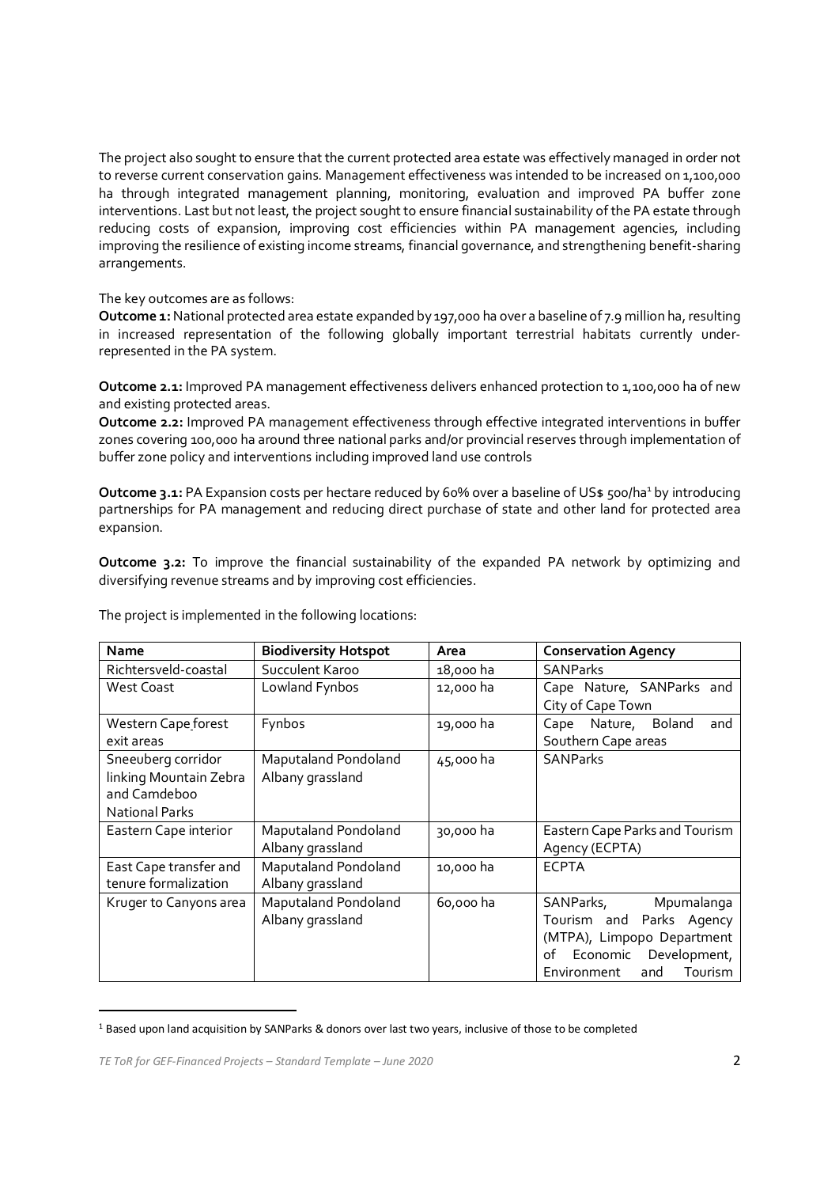The project also sought to ensure that the current protected area estate was effectively managed in order not to reverse current conservation gains. Management effectiveness was intended to be increased on 1,100,000 ha through integrated management planning, monitoring, evaluation and improved PA buffer zone interventions. Last but not least, the project sought to ensure financial sustainability of the PA estate through reducing costs of expansion, improving cost efficiencies within PA management agencies, including improving the resilience of existing income streams, financial governance, and strengthening benefit-sharing arrangements.

The key outcomes are as follows:

**Outcome 1:** National protected area estate expanded by 197,000 ha over a baseline of 7.9 million ha, resulting in increased representation of the following globally important terrestrial habitats currently under-represented in the PA system.

**Outcome 2.1:** Improved PA management effectiveness delivers enhanced protection to 1,100,000 ha of new and existing protected areas.

**Outcome 2.2:** Improved PA management effectiveness through effective integrated interventions in buffer zones covering 100,000 ha around three national parks and/or provincial reserves through implementation of buffer zone policy and interventions including improved land use controls

**Outcome 3.1:** PA Expansion costs per hectare reduced by 60% over a baseline of US$ 500/ha[1] by introducing partnerships for PA management and reducing direct purchase of state and other land for protected area expansion.

**Outcome 3.2:** To improve the financial sustainability of the expanded PA network by optimizing and diversifying revenue streams and by improving cost efficiencies.

The project is implemented in the following locations:

| Name | Biodiversity Hotspot | Area | Conservation Agency |
|---|---|---|---|
| Richtersveld-coastal | Succulent Karoo | 18,000 ha | SANParks |
| West Coast | Lowland Fynbos | 12,000 ha | Cape Nature, SANParks and City of Cape Town |
| Western Cape forest exit areas | Fynbos | 19,000 ha | Cape Nature, Boland and Southern Cape areas |
| Sneeuberg corridor linking Mountain Zebra and Camdeboo National Parks | Maputaland Pondoland Albany grassland | 45,000 ha | SANParks |
| Eastern Cape interior | Maputaland Pondoland Albany grassland | 30,000 ha | Eastern Cape Parks and Tourism Agency (ECPTA) |
| East Cape transfer and tenure formalization | Maputaland Pondoland Albany grassland | 10,000 ha | ECPTA |
| Kruger to Canyons area | Maputaland Pondoland Albany grassland | 60,000 ha | SANParks, Mpumalanga Tourism and Parks Agency (MTPA), Limpopo Department of Economic Development, Environment and Tourism |

[1] Based upon land acquisition by SANParks & donors over last two years, inclusive of those to be completed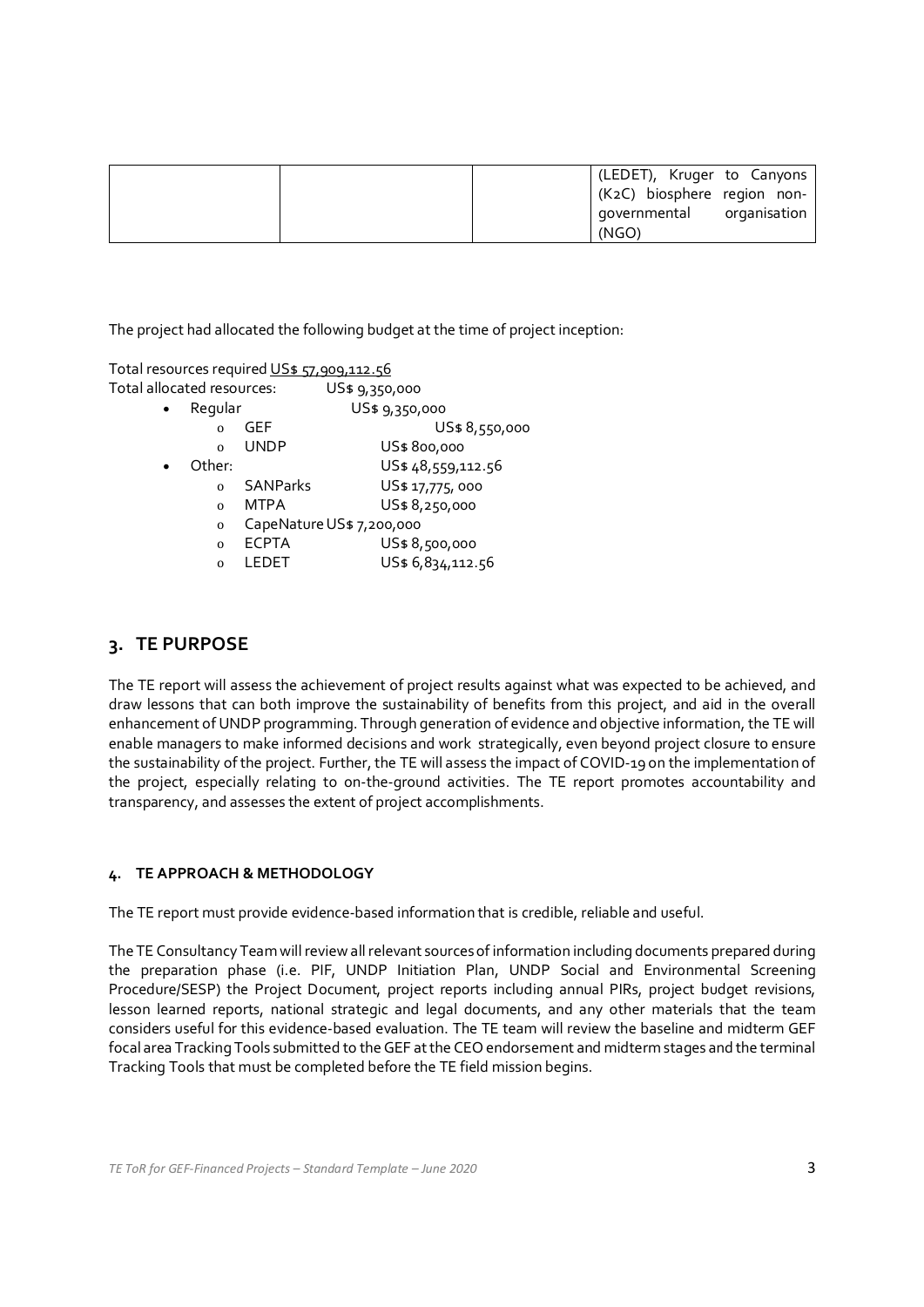| | | | (LEDET), Kruger to Canyons (K2C) biosphere region non-governmental organisation (NGO) |
|---|---|---|---|

The project had allocated the following budget at the time of project inception:

Total resources required US$ 57,909,112.56
Total allocated resources: US$ 9,350,000

- Regular US$ 9,350,000
  - GEF US$ 8,550,000
  - UNDP US$ 800,000
- Other: US$ 48,559,112.56
  - SANParks US$ 17,775, 000
  - MTPA US$ 8,250,000
  - CapeNature US$ 7,200,000
  - ECPTA US$ 8,500,000
  - LEDET US$ 6,834,112.56

## 3. TE PURPOSE

The TE report will assess the achievement of project results against what was expected to be achieved, and draw lessons that can both improve the sustainability of benefits from this project, and aid in the overall enhancement of UNDP programming. Through generation of evidence and objective information, the TE will enable managers to make informed decisions and work strategically, even beyond project closure to ensure the sustainability of the project. Further, the TE will assess the impact of COVID-19 on the implementation of the project, especially relating to on-the-ground activities. The TE report promotes accountability and transparency, and assesses the extent of project accomplishments.

### 4. TE APPROACH & METHODOLOGY

The TE report must provide evidence-based information that is credible, reliable and useful.

The TE Consultancy Team will review all relevant sources of information including documents prepared during the preparation phase (i.e. PIF, UNDP Initiation Plan, UNDP Social and Environmental Screening Procedure/SESP) the Project Document, project reports including annual PIRs, project budget revisions, lesson learned reports, national strategic and legal documents, and any other materials that the team considers useful for this evidence-based evaluation. The TE team will review the baseline and midterm GEF focal area Tracking Tools submitted to the GEF at the CEO endorsement and midterm stages and the terminal Tracking Tools that must be completed before the TE field mission begins.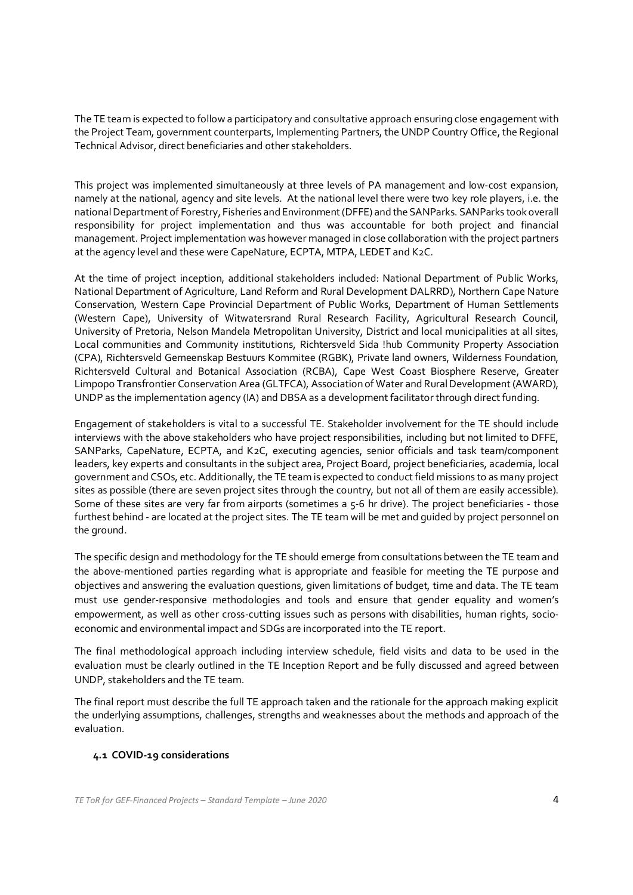The TE team is expected to follow a participatory and consultative approach ensuring close engagement with the Project Team, government counterparts, Implementing Partners, the UNDP Country Office, the Regional Technical Advisor, direct beneficiaries and other stakeholders.

This project was implemented simultaneously at three levels of PA management and low-cost expansion, namely at the national, agency and site levels. At the national level there were two key role players, i.e. the national Department of Forestry, Fisheries and Environment (DFFE) and the SANParks. SANParks took overall responsibility for project implementation and thus was accountable for both project and financial management. Project implementation was however managed in close collaboration with the project partners at the agency level and these were CapeNature, ECPTA, MTPA, LEDET and K2C.

At the time of project inception, additional stakeholders included: National Department of Public Works, National Department of Agriculture, Land Reform and Rural Development DALRRD), Northern Cape Nature Conservation, Western Cape Provincial Department of Public Works, Department of Human Settlements (Western Cape), University of Witwatersrand Rural Research Facility, Agricultural Research Council, University of Pretoria, Nelson Mandela Metropolitan University, District and local municipalities at all sites, Local communities and Community institutions, Richtersveld Sida !hub Community Property Association (CPA), Richtersveld Gemeenskap Bestuurs Kommitee (RGBK), Private land owners, Wilderness Foundation, Richtersveld Cultural and Botanical Association (RCBA), Cape West Coast Biosphere Reserve, Greater Limpopo Transfrontier Conservation Area (GLTFCA), Association of Water and Rural Development (AWARD), UNDP as the implementation agency (IA) and DBSA as a development facilitator through direct funding.

Engagement of stakeholders is vital to a successful TE. Stakeholder involvement for the TE should include interviews with the above stakeholders who have project responsibilities, including but not limited to DFFE, SANParks, CapeNature, ECPTA, and K2C, executing agencies, senior officials and task team/component leaders, key experts and consultants in the subject area, Project Board, project beneficiaries, academia, local government and CSOs, etc. Additionally, the TE team is expected to conduct field missions to as many project sites as possible (there are seven project sites through the country, but not all of them are easily accessible). Some of these sites are very far from airports (sometimes a 5-6 hr drive). The project beneficiaries - those furthest behind - are located at the project sites. The TE team will be met and guided by project personnel on the ground.

The specific design and methodology for the TE should emerge from consultations between the TE team and the above-mentioned parties regarding what is appropriate and feasible for meeting the TE purpose and objectives and answering the evaluation questions, given limitations of budget, time and data. The TE team must use gender-responsive methodologies and tools and ensure that gender equality and women's empowerment, as well as other cross-cutting issues such as persons with disabilities, human rights, socio-economic and environmental impact and SDGs are incorporated into the TE report.

The final methodological approach including interview schedule, field visits and data to be used in the evaluation must be clearly outlined in the TE Inception Report and be fully discussed and agreed between UNDP, stakeholders and the TE team.

The final report must describe the full TE approach taken and the rationale for the approach making explicit the underlying assumptions, challenges, strengths and weaknesses about the methods and approach of the evaluation.

### 4.1 COVID-19 considerations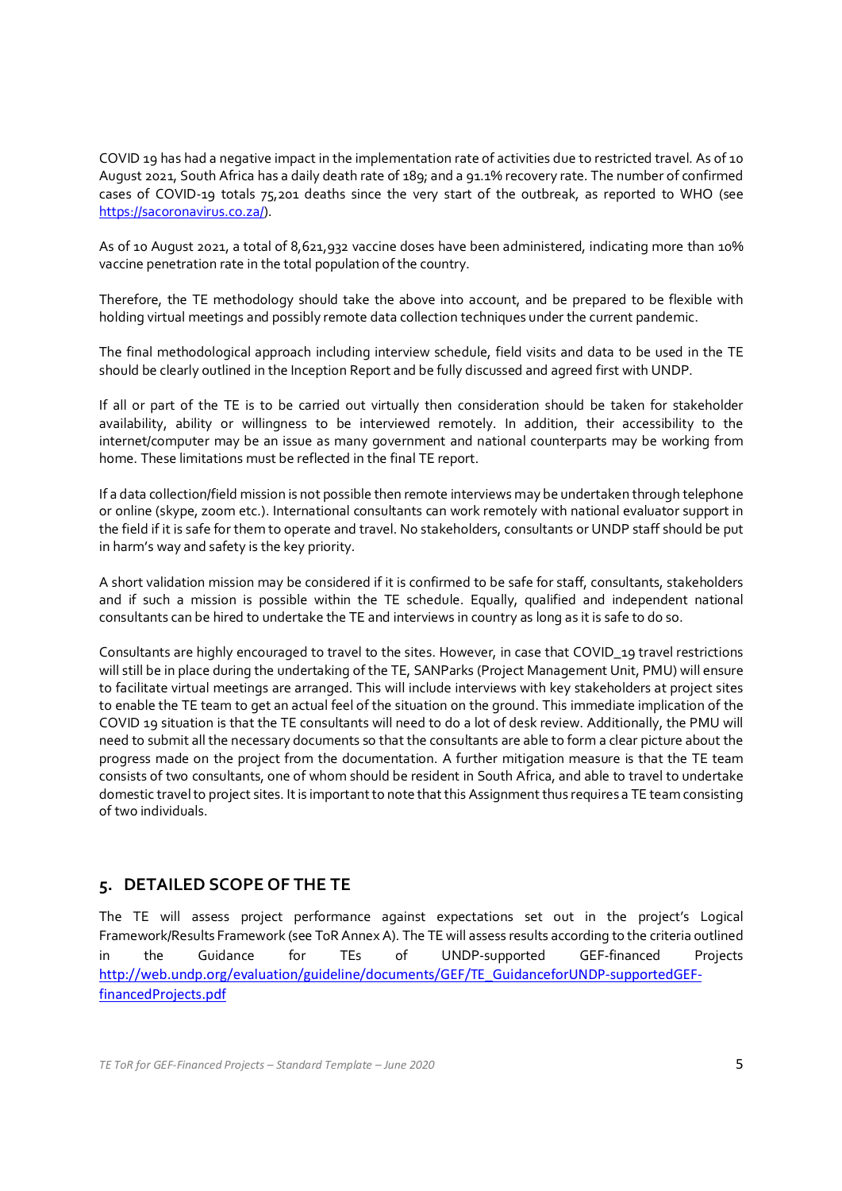COVID 19 has had a negative impact in the implementation rate of activities due to restricted travel. As of 10 August 2021, South Africa has a daily death rate of 189; and a 91.1% recovery rate. The number of confirmed cases of COVID-19 totals 75,201 deaths since the very start of the outbreak, as reported to WHO (see [https://sacoronavirus.co.za/](https://sacoronavirus.co.za/)).

As of 10 August 2021, a total of 8,621,932 vaccine doses have been administered, indicating more than 10% vaccine penetration rate in the total population of the country.

Therefore, the TE methodology should take the above into account, and be prepared to be flexible with holding virtual meetings and possibly remote data collection techniques under the current pandemic.

The final methodological approach including interview schedule, field visits and data to be used in the TE should be clearly outlined in the Inception Report and be fully discussed and agreed first with UNDP.

If all or part of the TE is to be carried out virtually then consideration should be taken for stakeholder availability, ability or willingness to be interviewed remotely. In addition, their accessibility to the internet/computer may be an issue as many government and national counterparts may be working from home. These limitations must be reflected in the final TE report.

If a data collection/field mission is not possible then remote interviews may be undertaken through telephone or online (skype, zoom etc.). International consultants can work remotely with national evaluator support in the field if it is safe for them to operate and travel. No stakeholders, consultants or UNDP staff should be put in harm's way and safety is the key priority.

A short validation mission may be considered if it is confirmed to be safe for staff, consultants, stakeholders and if such a mission is possible within the TE schedule. Equally, qualified and independent national consultants can be hired to undertake the TE and interviews in country as long as it is safe to do so.

Consultants are highly encouraged to travel to the sites. However, in case that COVID_19 travel restrictions will still be in place during the undertaking of the TE, SANParks (Project Management Unit, PMU) will ensure to facilitate virtual meetings are arranged. This will include interviews with key stakeholders at project sites to enable the TE team to get an actual feel of the situation on the ground. This immediate implication of the COVID 19 situation is that the TE consultants will need to do a lot of desk review. Additionally, the PMU will need to submit all the necessary documents so that the consultants are able to form a clear picture about the progress made on the project from the documentation. A further mitigation measure is that the TE team consists of two consultants, one of whom should be resident in South Africa, and able to travel to undertake domestic travel to project sites. It is important to note that this Assignment thus requires a TE team consisting of two individuals.

## 5. DETAILED SCOPE OF THE TE

The TE will assess project performance against expectations set out in the project's Logical Framework/Results Framework (see ToR Annex A). The TE will assess results according to the criteria outlined in the Guidance for TEs of UNDP-supported GEF-financed Projects [http://web.undp.org/evaluation/guideline/documents/GEF/TE_GuidanceforUNDP-supportedGEF-financedProjects.pdf](http://web.undp.org/evaluation/guideline/documents/GEF/TE_GuidanceforUNDP-supportedGEF-financedProjects.pdf)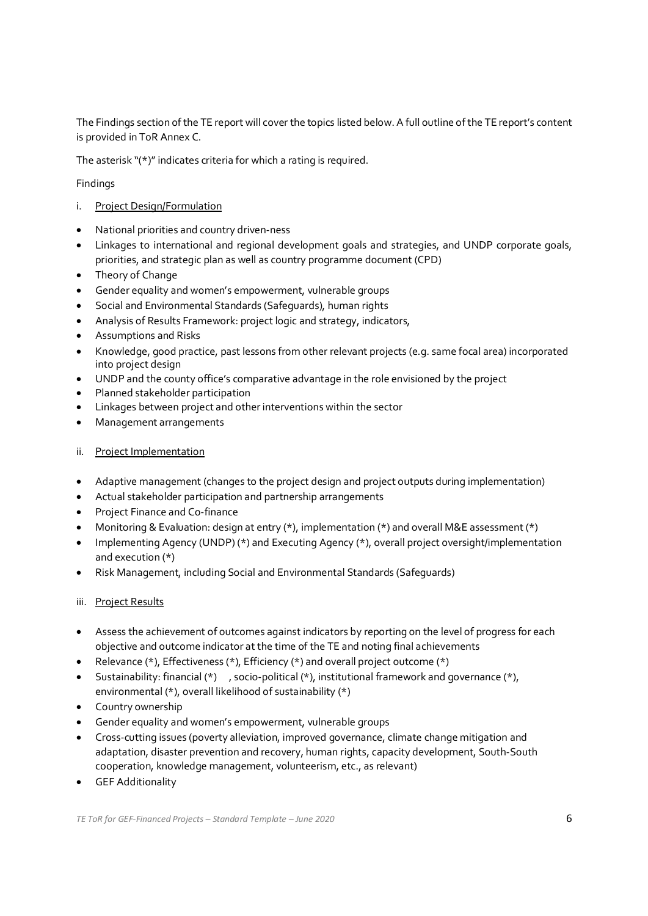The Findings section of the TE report will cover the topics listed below. A full outline of the TE report's content is provided in ToR Annex C.

The asterisk "(*)" indicates criteria for which a rating is required.

Findings

i. <u>Project Design/Formulation</u>

- National priorities and country driven-ness
- Linkages to international and regional development goals and strategies, and UNDP corporate goals, priorities, and strategic plan as well as country programme document (CPD)
- Theory of Change
- Gender equality and women's empowerment, vulnerable groups
- Social and Environmental Standards (Safeguards), human rights
- Analysis of Results Framework: project logic and strategy, indicators,
- Assumptions and Risks
- Knowledge, good practice, past lessons from other relevant projects (e.g. same focal area) incorporated into project design
- UNDP and the county office's comparative advantage in the role envisioned by the project
- Planned stakeholder participation
- Linkages between project and other interventions within the sector
- Management arrangements

ii. <u>Project Implementation</u>

- Adaptive management (changes to the project design and project outputs during implementation)
- Actual stakeholder participation and partnership arrangements
- Project Finance and Co-finance
- Monitoring & Evaluation: design at entry (*), implementation (*) and overall M&E assessment (*)
- Implementing Agency (UNDP) (*) and Executing Agency (*), overall project oversight/implementation and execution (*)
- Risk Management, including Social and Environmental Standards (Safeguards)

iii. <u>Project Results</u>

- Assess the achievement of outcomes against indicators by reporting on the level of progress for each objective and outcome indicator at the time of the TE and noting final achievements
- Relevance (*), Effectiveness (*), Efficiency (*) and overall project outcome (*)
- Sustainability: financial (*), socio-political (*), institutional framework and governance (*), environmental (*), overall likelihood of sustainability (*)
- Country ownership
- Gender equality and women's empowerment, vulnerable groups
- Cross-cutting issues (poverty alleviation, improved governance, climate change mitigation and adaptation, disaster prevention and recovery, human rights, capacity development, South-South cooperation, knowledge management, volunteerism, etc., as relevant)
- GEF Additionality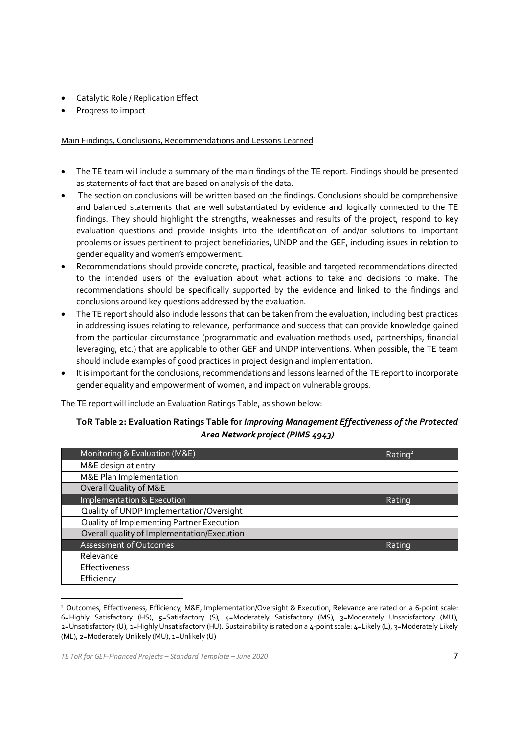- Catalytic Role / Replication Effect
- Progress to impact

Main Findings, Conclusions, Recommendations and Lessons Learned

- The TE team will include a summary of the main findings of the TE report. Findings should be presented as statements of fact that are based on analysis of the data.
- The section on conclusions will be written based on the findings. Conclusions should be comprehensive and balanced statements that are well substantiated by evidence and logically connected to the TE findings. They should highlight the strengths, weaknesses and results of the project, respond to key evaluation questions and provide insights into the identification of and/or solutions to important problems or issues pertinent to project beneficiaries, UNDP and the GEF, including issues in relation to gender equality and women's empowerment.
- Recommendations should provide concrete, practical, feasible and targeted recommendations directed to the intended users of the evaluation about what actions to take and decisions to make. The recommendations should be specifically supported by the evidence and linked to the findings and conclusions around key questions addressed by the evaluation.
- The TE report should also include lessons that can be taken from the evaluation, including best practices in addressing issues relating to relevance, performance and success that can provide knowledge gained from the particular circumstance (programmatic and evaluation methods used, partnerships, financial leveraging, etc.) that are applicable to other GEF and UNDP interventions. When possible, the TE team should include examples of good practices in project design and implementation.
- It is important for the conclusions, recommendations and lessons learned of the TE report to incorporate gender equality and empowerment of women, and impact on vulnerable groups.

The TE report will include an Evaluation Ratings Table, as shown below:

**ToR Table 2: Evaluation Ratings Table for *Improving Management Effectiveness of the Protected Area Network project (PIMS 4943)***

| Monitoring & Evaluation (M&E) | Rating[2] |
|---|---|
| M&E design at entry | |
| M&E Plan Implementation | |
| Overall Quality of M&E | |
| **Implementation & Execution** | **Rating** |
| Quality of UNDP Implementation/Oversight | |
| Quality of Implementing Partner Execution | |
| Overall quality of Implementation/Execution | |
| **Assessment of Outcomes** | **Rating** |
| Relevance | |
| Effectiveness | |
| Efficiency | |

[2] Outcomes, Effectiveness, Efficiency, M&E, Implementation/Oversight & Execution, Relevance are rated on a 6-point scale: 6=Highly Satisfactory (HS), 5=Satisfactory (S), 4=Moderately Satisfactory (MS), 3=Moderately Unsatisfactory (MU), 2=Unsatisfactory (U), 1=Highly Unsatisfactory (HU). Sustainability is rated on a 4-point scale: 4=Likely (L), 3=Moderately Likely (ML), 2=Moderately Unlikely (MU), 1=Unlikely (U)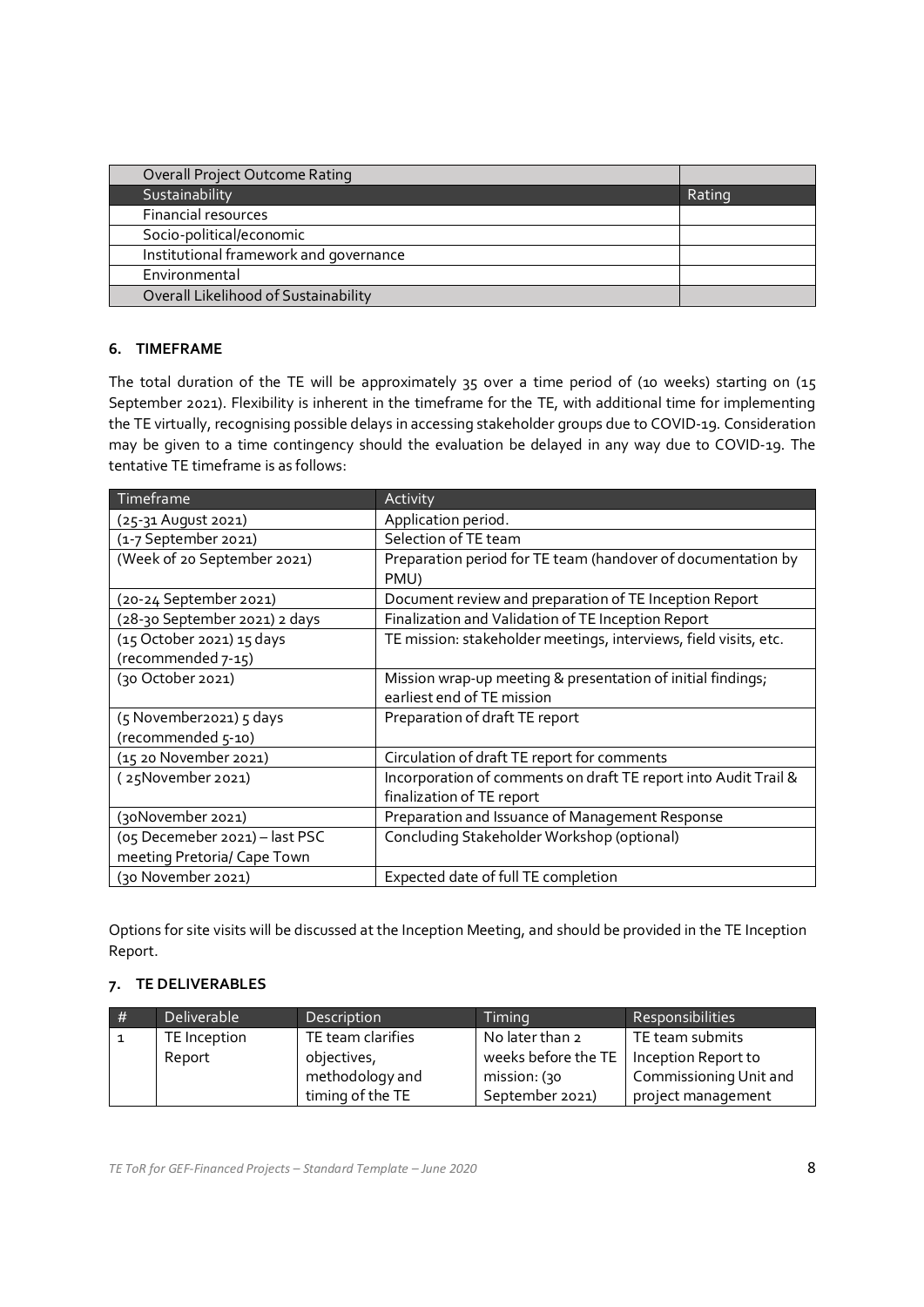| Overall Project Outcome Rating | |
|---|---|
| Sustainability | Rating |
| Financial resources | |
| Socio-political/economic | |
| Institutional framework and governance | |
| Environmental | |
| Overall Likelihood of Sustainability | |

### 6. TIMEFRAME

The total duration of the TE will be approximately 35 over a time period of (10 weeks) starting on (15 September 2021). Flexibility is inherent in the timeframe for the TE, with additional time for implementing the TE virtually, recognising possible delays in accessing stakeholder groups due to COVID-19. Consideration may be given to a time contingency should the evaluation be delayed in any way due to COVID-19. The tentative TE timeframe is as follows:

| Timeframe | Activity |
|---|---|
| (25-31 August 2021) | Application period. |
| (1-7 September 2021) | Selection of TE team |
| (Week of 20 September 2021) | Preparation period for TE team (handover of documentation by PMU) |
| (20-24 September 2021) | Document review and preparation of TE Inception Report |
| (28-30 September 2021) 2 days | Finalization and Validation of TE Inception Report |
| (15 October 2021) 15 days (recommended 7-15) | TE mission: stakeholder meetings, interviews, field visits, etc. |
| (30 October 2021) | Mission wrap-up meeting & presentation of initial findings; earliest end of TE mission |
| (5 November2021) 5 days (recommended 5-10) | Preparation of draft TE report |
| (15 20 November 2021) | Circulation of draft TE report for comments |
| ( 25November 2021) | Incorporation of comments on draft TE report into Audit Trail & finalization of TE report |
| (30November 2021) | Preparation and Issuance of Management Response |
| (05 Decemeber 2021) – last PSC meeting Pretoria/ Cape Town | Concluding Stakeholder Workshop (optional) |
| (30 November 2021) | Expected date of full TE completion |

Options for site visits will be discussed at the Inception Meeting, and should be provided in the TE Inception Report.

### 7. TE DELIVERABLES

| # | Deliverable | Description | Timing | Responsibilities |
|---|---|---|---|---|
| 1 | TE Inception Report | TE team clarifies objectives, methodology and timing of the TE | No later than 2 weeks before the TE mission: (30 September 2021) | TE team submits Inception Report to Commissioning Unit and project management |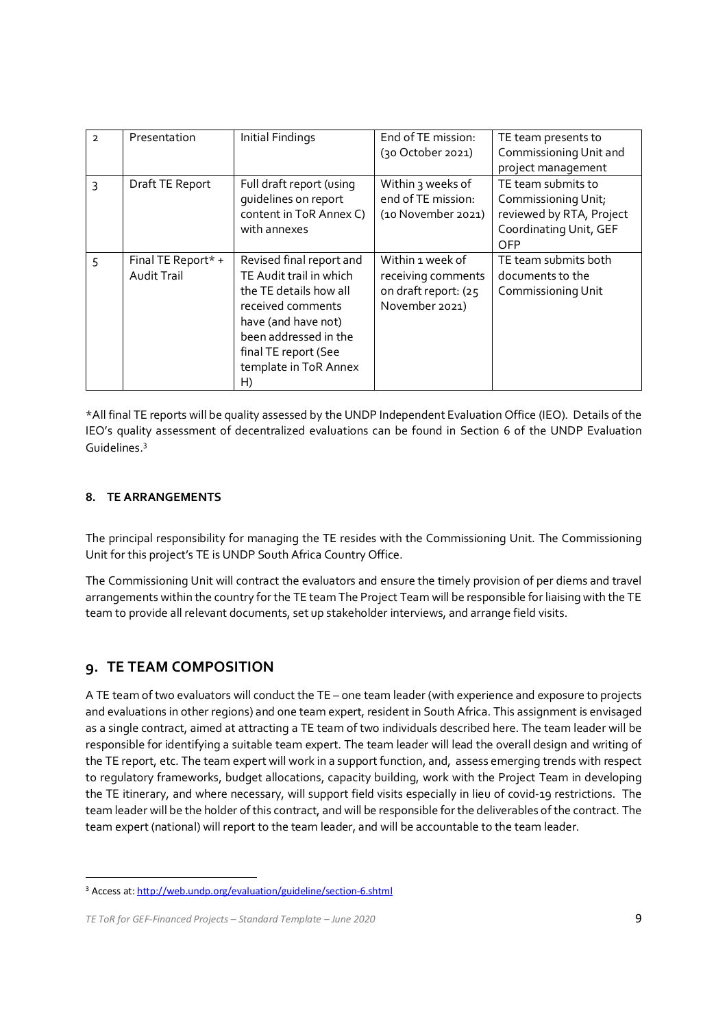| 2 | Presentation | Initial Findings | End of TE mission: (30 October 2021) | TE team presents to Commissioning Unit and project management |
|---|---|---|---|---|
| 3 | Draft TE Report | Full draft report (using guidelines on report content in ToR Annex C) with annexes | Within 3 weeks of end of TE mission: (10 November 2021) | TE team submits to Commissioning Unit; reviewed by RTA, Project Coordinating Unit, GEF OFP |
| 5 | Final TE Report* + Audit Trail | Revised final report and TE Audit trail in which the TE details how all received comments have (and have not) been addressed in the final TE report (See template in ToR Annex H) | Within 1 week of receiving comments on draft report: (25 November 2021) | TE team submits both documents to the Commissioning Unit |

*All final TE reports will be quality assessed by the UNDP Independent Evaluation Office (IEO). Details of the IEO's quality assessment of decentralized evaluations can be found in Section 6 of the UNDP Evaluation Guidelines.[3]

#### 8. TE ARRANGEMENTS

The principal responsibility for managing the TE resides with the Commissioning Unit. The Commissioning Unit for this project's TE is UNDP South Africa Country Office.

The Commissioning Unit will contract the evaluators and ensure the timely provision of per diems and travel arrangements within the country for the TE team The Project Team will be responsible for liaising with the TE team to provide all relevant documents, set up stakeholder interviews, and arrange field visits.

## 9. TE TEAM COMPOSITION

A TE team of two evaluators will conduct the TE – one team leader (with experience and exposure to projects and evaluations in other regions) and one team expert, resident in South Africa. This assignment is envisaged as a single contract, aimed at attracting a TE team of two individuals described here. The team leader will be responsible for identifying a suitable team expert. The team leader will lead the overall design and writing of the TE report, etc. The team expert will work in a support function, and, assess emerging trends with respect to regulatory frameworks, budget allocations, capacity building, work with the Project Team in developing the TE itinerary, and where necessary, will support field visits especially in lieu of covid-19 restrictions. The team leader will be the holder of this contract, and will be responsible for the deliverables of the contract. The team expert (national) will report to the team leader, and will be accountable to the team leader.

[3] Access at: http://web.undp.org/evaluation/guideline/section-6.shtml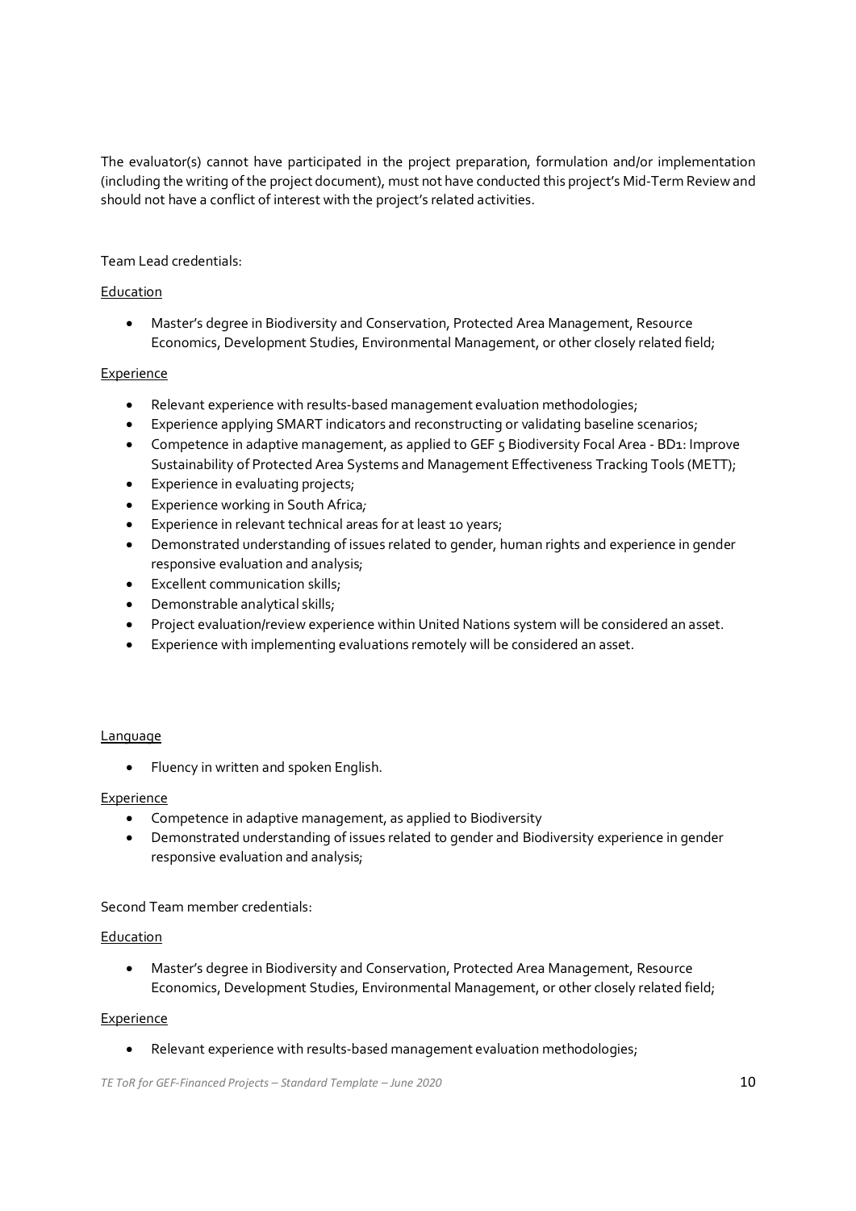The evaluator(s) cannot have participated in the project preparation, formulation and/or implementation (including the writing of the project document), must not have conducted this project's Mid-Term Review and should not have a conflict of interest with the project's related activities.

Team Lead credentials:

<u>Education</u>

- Master's degree in Biodiversity and Conservation, Protected Area Management, Resource Economics, Development Studies, Environmental Management, or other closely related field;

<u>Experience</u>

- Relevant experience with results-based management evaluation methodologies;
- Experience applying SMART indicators and reconstructing or validating baseline scenarios;
- Competence in adaptive management, as applied to GEF 5 Biodiversity Focal Area - BD1: Improve Sustainability of Protected Area Systems and Management Effectiveness Tracking Tools (METT);
- Experience in evaluating projects;
- Experience working in South Africa;
- Experience in relevant technical areas for at least 10 years;
- Demonstrated understanding of issues related to gender, human rights and experience in gender responsive evaluation and analysis;
- Excellent communication skills;
- Demonstrable analytical skills;
- Project evaluation/review experience within United Nations system will be considered an asset.
- Experience with implementing evaluations remotely will be considered an asset.

<u>Language</u>

- Fluency in written and spoken English.

<u>Experience</u>

- Competence in adaptive management, as applied to Biodiversity
- Demonstrated understanding of issues related to gender and Biodiversity experience in gender responsive evaluation and analysis;

Second Team member credentials:

<u>Education</u>

- Master's degree in Biodiversity and Conservation, Protected Area Management, Resource Economics, Development Studies, Environmental Management, or other closely related field;

<u>Experience</u>

- Relevant experience with results-based management evaluation methodologies;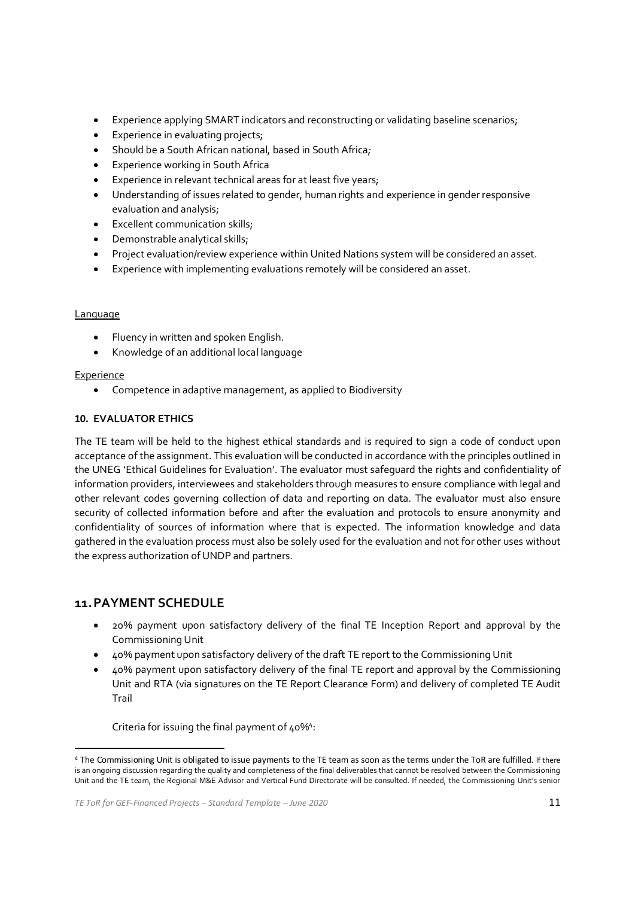- Experience applying SMART indicators and reconstructing or validating baseline scenarios;
- Experience in evaluating projects;
- Should be a South African national, based in South Africa;
- Experience working in South Africa
- Experience in relevant technical areas for at least five years;
- Understanding of issues related to gender, human rights and experience in gender responsive evaluation and analysis;
- Excellent communication skills;
- Demonstrable analytical skills;
- Project evaluation/review experience within United Nations system will be considered an asset.
- Experience with implementing evaluations remotely will be considered an asset.

Language

- Fluency in written and spoken English.
- Knowledge of an additional local language

Experience

- Competence in adaptive management, as applied to Biodiversity

**10. EVALUATOR ETHICS**

The TE team will be held to the highest ethical standards and is required to sign a code of conduct upon acceptance of the assignment. This evaluation will be conducted in accordance with the principles outlined in the UNEG 'Ethical Guidelines for Evaluation'. The evaluator must safeguard the rights and confidentiality of information providers, interviewees and stakeholders through measures to ensure compliance with legal and other relevant codes governing collection of data and reporting on data. The evaluator must also ensure security of collected information before and after the evaluation and protocols to ensure anonymity and confidentiality of sources of information where that is expected. The information knowledge and data gathered in the evaluation process must also be solely used for the evaluation and not for other uses without the express authorization of UNDP and partners.

## 11. PAYMENT SCHEDULE

- 20% payment upon satisfactory delivery of the final TE Inception Report and approval by the Commissioning Unit
- 40% payment upon satisfactory delivery of the draft TE report to the Commissioning Unit
- 40% payment upon satisfactory delivery of the final TE report and approval by the Commissioning Unit and RTA (via signatures on the TE Report Clearance Form) and delivery of completed TE Audit Trail

  Criteria for issuing the final payment of 40%[4]:

[4] The Commissioning Unit is obligated to issue payments to the TE team as soon as the terms under the ToR are fulfilled. If there is an ongoing discussion regarding the quality and completeness of the final deliverables that cannot be resolved between the Commissioning Unit and the TE team, the Regional M&E Advisor and Vertical Fund Directorate will be consulted. If needed, the Commissioning Unit's senior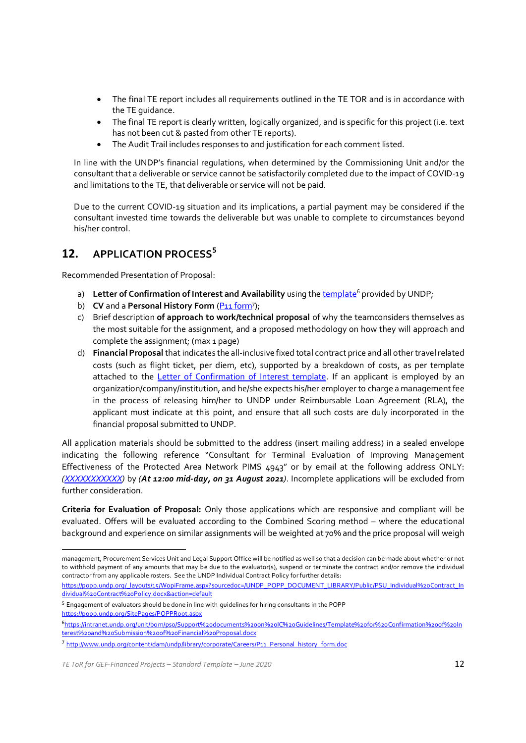- The final TE report includes all requirements outlined in the TE TOR and is in accordance with the TE guidance.
- The final TE report is clearly written, logically organized, and is specific for this project (i.e. text has not been cut & pasted from other TE reports).
- The Audit Trail includes responses to and justification for each comment listed.

In line with the UNDP's financial regulations, when determined by the Commissioning Unit and/or the consultant that a deliverable or service cannot be satisfactorily completed due to the impact of COVID-19 and limitations to the TE, that deliverable or service will not be paid.

Due to the current COVID-19 situation and its implications, a partial payment may be considered if the consultant invested time towards the deliverable but was unable to complete to circumstances beyond his/her control.

## 12. APPLICATION PROCESS[5]

Recommended Presentation of Proposal:

a) **Letter of Confirmation of Interest and Availability** using the template[6] provided by UNDP;
b) **CV** and a **Personal History Form** (P11 form[7]);
c) Brief description **of approach to work/technical proposal** of why the teamconsiders themselves as the most suitable for the assignment, and a proposed methodology on how they will approach and complete the assignment; (max 1 page)
d) **Financial Proposal** that indicates the all-inclusive fixed total contract price and all other travel related costs (such as flight ticket, per diem, etc), supported by a breakdown of costs, as per template attached to the Letter of Confirmation of Interest template. If an applicant is employed by an organization/company/institution, and he/she expects his/her employer to charge a management fee in the process of releasing him/her to UNDP under Reimbursable Loan Agreement (RLA), the applicant must indicate at this point, and ensure that all such costs are duly incorporated in the financial proposal submitted to UNDP.

All application materials should be submitted to the address (insert mailing address) in a sealed envelope indicating the following reference "Consultant for Terminal Evaluation of Improving Management Effectiveness of the Protected Area Network PIMS 4943" or by email at the following address ONLY: *(XXXXXXXXXX)* by *(**At 12:00 mid-day, on 31 August 2021**)*. Incomplete applications will be excluded from further consideration.

**Criteria for Evaluation of Proposal:** Only those applications which are responsive and compliant will be evaluated. Offers will be evaluated according to the Combined Scoring method – where the educational background and experience on similar assignments will be weighted at 70% and the price proposal will weigh

---

management, Procurement Services Unit and Legal Support Office will be notified as well so that a decision can be made about whether or not to withhold payment of any amounts that may be due to the evaluator(s), suspend or terminate the contract and/or remove the individual contractor from any applicable rosters. See the UNDP Individual Contract Policy for further details: https://popp.undp.org/_layouts/15/WopiFrame.aspx?sourcedoc=/UNDP_POPP_DOCUMENT_LIBRARY/Public/PSU_Individual%20Contract_Individual%20Contract%20Policy.docx&action=default

[5] Engagement of evaluators should be done in line with guidelines for hiring consultants in the POPP https://popp.undp.org/SitePages/POPPRoot.aspx

[6] https://intranet.undp.org/unit/bom/pso/Support%20documents%20on%20IC%20Guidelines/Template%20for%20Confirmation%20of%20Interest%20and%20Submission%20of%20Financial%20Proposal.docx

[7] http://www.undp.org/content/dam/undp/library/corporate/Careers/P11_Personal_history_form.doc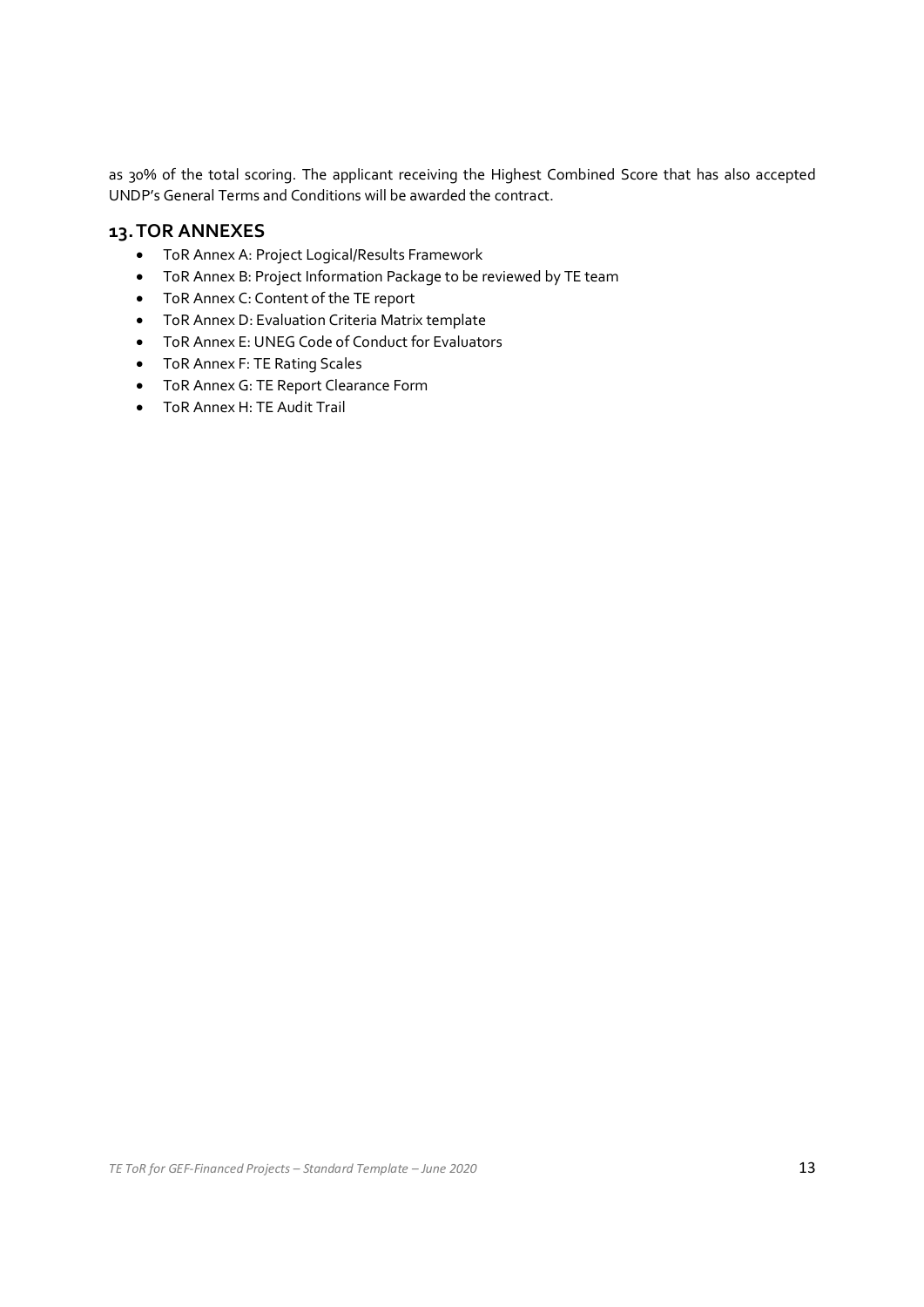as 30% of the total scoring. The applicant receiving the Highest Combined Score that has also accepted UNDP's General Terms and Conditions will be awarded the contract.

## 13. TOR ANNEXES

- ToR Annex A: Project Logical/Results Framework
- ToR Annex B: Project Information Package to be reviewed by TE team
- ToR Annex C: Content of the TE report
- ToR Annex D: Evaluation Criteria Matrix template
- ToR Annex E: UNEG Code of Conduct for Evaluators
- ToR Annex F: TE Rating Scales
- ToR Annex G: TE Report Clearance Form
- ToR Annex H: TE Audit Trail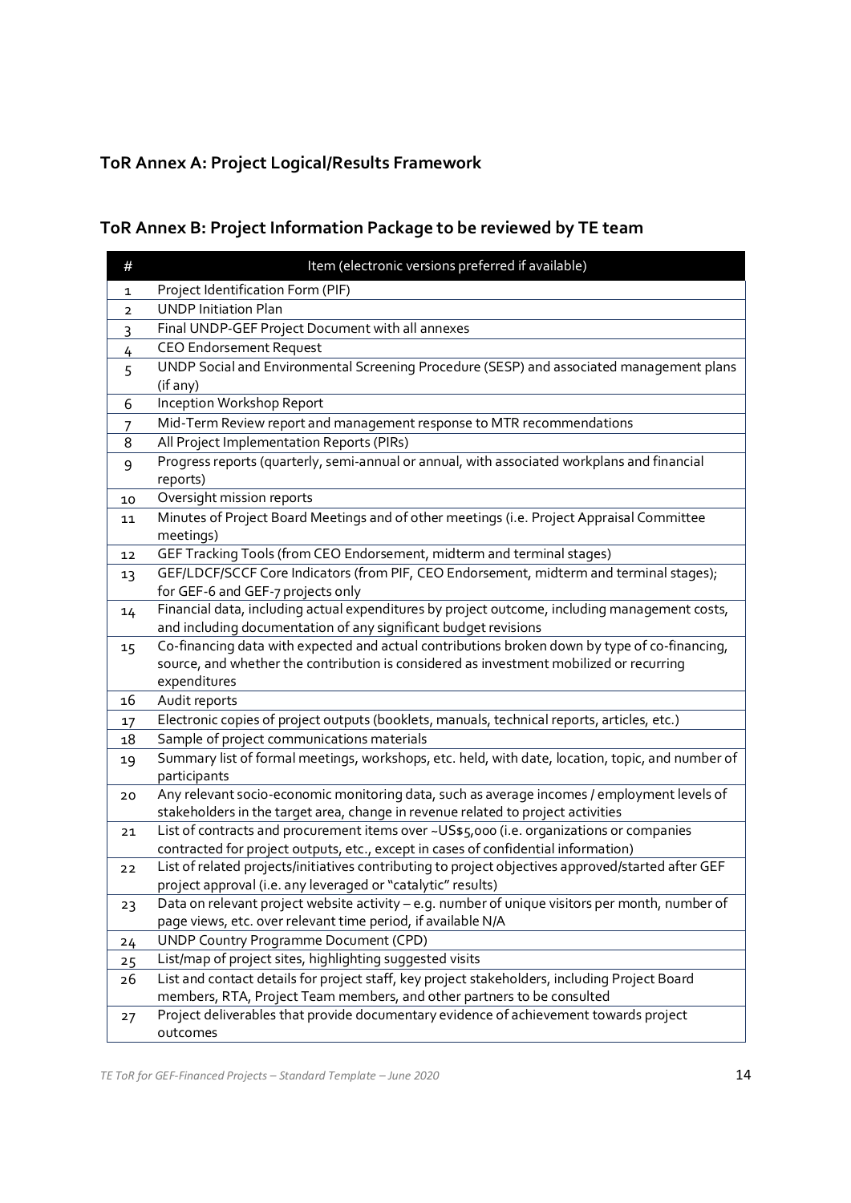## ToR Annex A: Project Logical/Results Framework

## ToR Annex B: Project Information Package to be reviewed by TE team

| # | Item (electronic versions preferred if available) |
|---|---|
| 1 | Project Identification Form (PIF) |
| 2 | UNDP Initiation Plan |
| 3 | Final UNDP-GEF Project Document with all annexes |
| 4 | CEO Endorsement Request |
| 5 | UNDP Social and Environmental Screening Procedure (SESP) and associated management plans (if any) |
| 6 | Inception Workshop Report |
| 7 | Mid-Term Review report and management response to MTR recommendations |
| 8 | All Project Implementation Reports (PIRs) |
| 9 | Progress reports (quarterly, semi-annual or annual, with associated workplans and financial reports) |
| 10 | Oversight mission reports |
| 11 | Minutes of Project Board Meetings and of other meetings (i.e. Project Appraisal Committee meetings) |
| 12 | GEF Tracking Tools (from CEO Endorsement, midterm and terminal stages) |
| 13 | GEF/LDCF/SCCF Core Indicators (from PIF, CEO Endorsement, midterm and terminal stages); for GEF-6 and GEF-7 projects only |
| 14 | Financial data, including actual expenditures by project outcome, including management costs, and including documentation of any significant budget revisions |
| 15 | Co-financing data with expected and actual contributions broken down by type of co-financing, source, and whether the contribution is considered as investment mobilized or recurring expenditures |
| 16 | Audit reports |
| 17 | Electronic copies of project outputs (booklets, manuals, technical reports, articles, etc.) |
| 18 | Sample of project communications materials |
| 19 | Summary list of formal meetings, workshops, etc. held, with date, location, topic, and number of participants |
| 20 | Any relevant socio-economic monitoring data, such as average incomes / employment levels of stakeholders in the target area, change in revenue related to project activities |
| 21 | List of contracts and procurement items over ~US$5,000 (i.e. organizations or companies contracted for project outputs, etc., except in cases of confidential information) |
| 22 | List of related projects/initiatives contributing to project objectives approved/started after GEF project approval (i.e. any leveraged or "catalytic" results) |
| 23 | Data on relevant project website activity – e.g. number of unique visitors per month, number of page views, etc. over relevant time period, if available N/A |
| 24 | UNDP Country Programme Document (CPD) |
| 25 | List/map of project sites, highlighting suggested visits |
| 26 | List and contact details for project staff, key project stakeholders, including Project Board members, RTA, Project Team members, and other partners to be consulted |
| 27 | Project deliverables that provide documentary evidence of achievement towards project outcomes |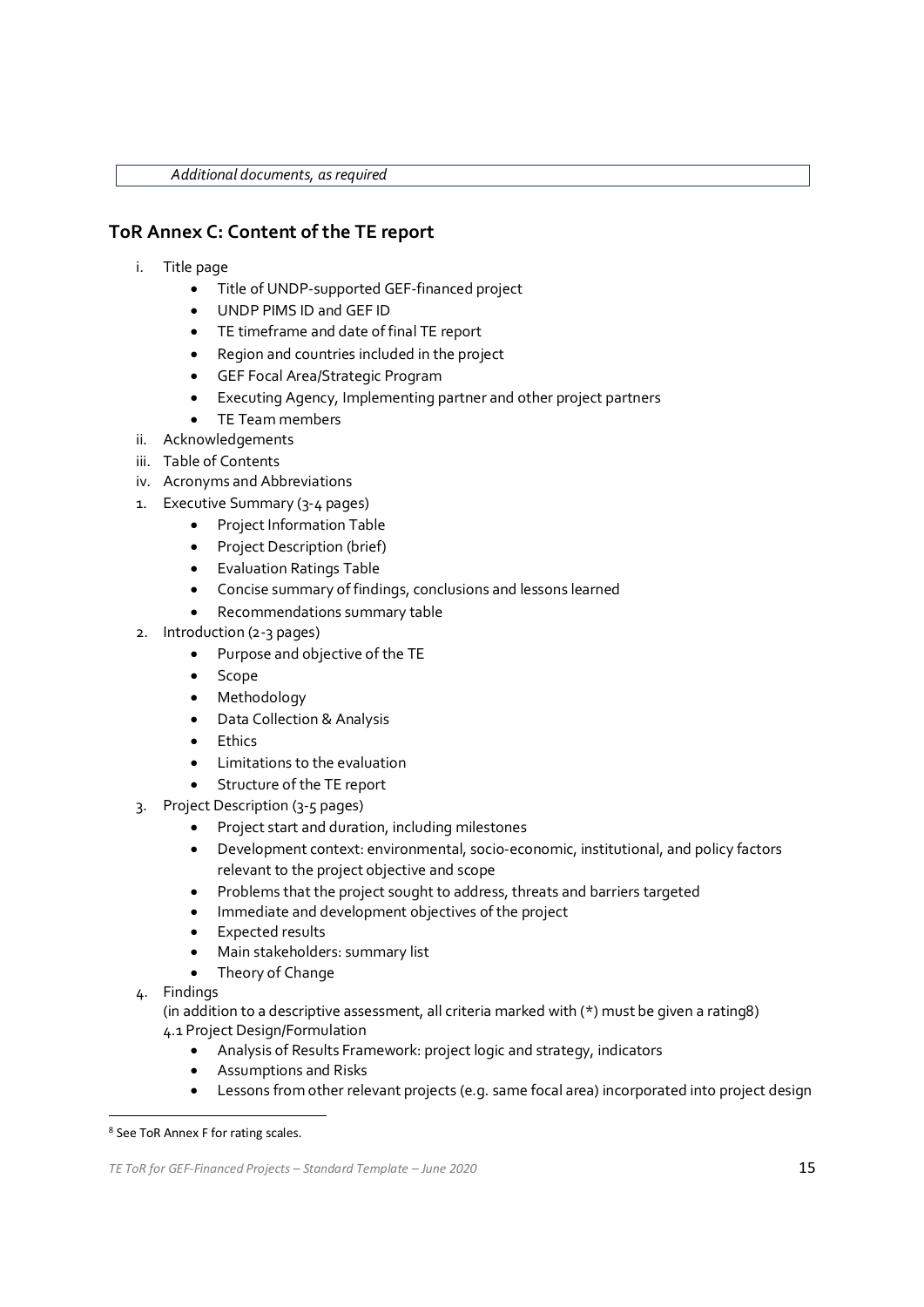| *Additional documents, as required* |
|---|

## ToR Annex C: Content of the TE report

i. Title page
   - Title of UNDP-supported GEF-financed project
   - UNDP PIMS ID and GEF ID
   - TE timeframe and date of final TE report
   - Region and countries included in the project
   - GEF Focal Area/Strategic Program
   - Executing Agency, Implementing partner and other project partners
   - TE Team members
ii. Acknowledgements
iii. Table of Contents
iv. Acronyms and Abbreviations

1. Executive Summary (3-4 pages)
   - Project Information Table
   - Project Description (brief)
   - Evaluation Ratings Table
   - Concise summary of findings, conclusions and lessons learned
   - Recommendations summary table
2. Introduction (2-3 pages)
   - Purpose and objective of the TE
   - Scope
   - Methodology
   - Data Collection & Analysis
   - Ethics
   - Limitations to the evaluation
   - Structure of the TE report
3. Project Description (3-5 pages)
   - Project start and duration, including milestones
   - Development context: environmental, socio-economic, institutional, and policy factors relevant to the project objective and scope
   - Problems that the project sought to address, threats and barriers targeted
   - Immediate and development objectives of the project
   - Expected results
   - Main stakeholders: summary list
   - Theory of Change
4. Findings

   (in addition to a descriptive assessment, all criteria marked with (*) must be given a rating[8])

   4.1 Project Design/Formulation
   - Analysis of Results Framework: project logic and strategy, indicators
   - Assumptions and Risks
   - Lessons from other relevant projects (e.g. same focal area) incorporated into project design

[8] See ToR Annex F for rating scales.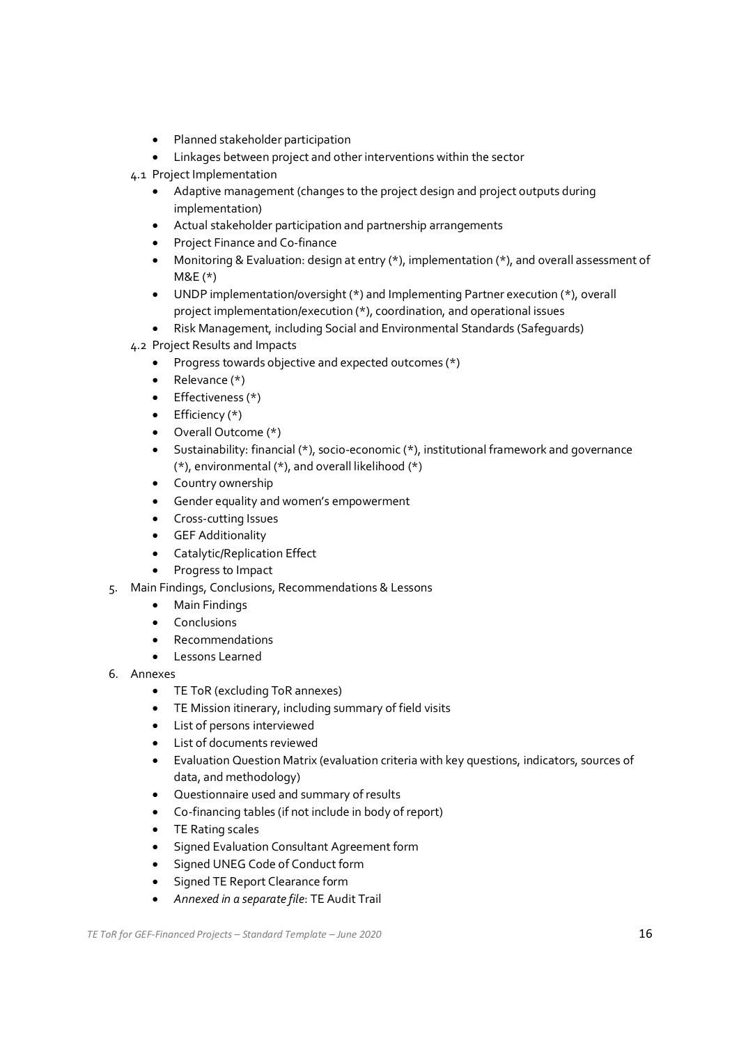- Planned stakeholder participation
- Linkages between project and other interventions within the sector

4.1 Project Implementation
- Adaptive management (changes to the project design and project outputs during implementation)
- Actual stakeholder participation and partnership arrangements
- Project Finance and Co-finance
- Monitoring & Evaluation: design at entry (*), implementation (*), and overall assessment of M&E (*)
- UNDP implementation/oversight (*) and Implementing Partner execution (*), overall project implementation/execution (*), coordination, and operational issues
- Risk Management, including Social and Environmental Standards (Safeguards)

4.2 Project Results and Impacts
- Progress towards objective and expected outcomes (*)
- Relevance (*)
- Effectiveness (*)
- Efficiency (*)
- Overall Outcome (*)
- Sustainability: financial (*), socio-economic (*), institutional framework and governance (*), environmental (*), and overall likelihood (*)
- Country ownership
- Gender equality and women's empowerment
- Cross-cutting Issues
- GEF Additionality
- Catalytic/Replication Effect
- Progress to Impact

5. Main Findings, Conclusions, Recommendations & Lessons
   - Main Findings
   - Conclusions
   - Recommendations
   - Lessons Learned
6. Annexes
   - TE ToR (excluding ToR annexes)
   - TE Mission itinerary, including summary of field visits
   - List of persons interviewed
   - List of documents reviewed
   - Evaluation Question Matrix (evaluation criteria with key questions, indicators, sources of data, and methodology)
   - Questionnaire used and summary of results
   - Co-financing tables (if not include in body of report)
   - TE Rating scales
   - Signed Evaluation Consultant Agreement form
   - Signed UNEG Code of Conduct form
   - Signed TE Report Clearance form
   - *Annexed in a separate file*: TE Audit Trail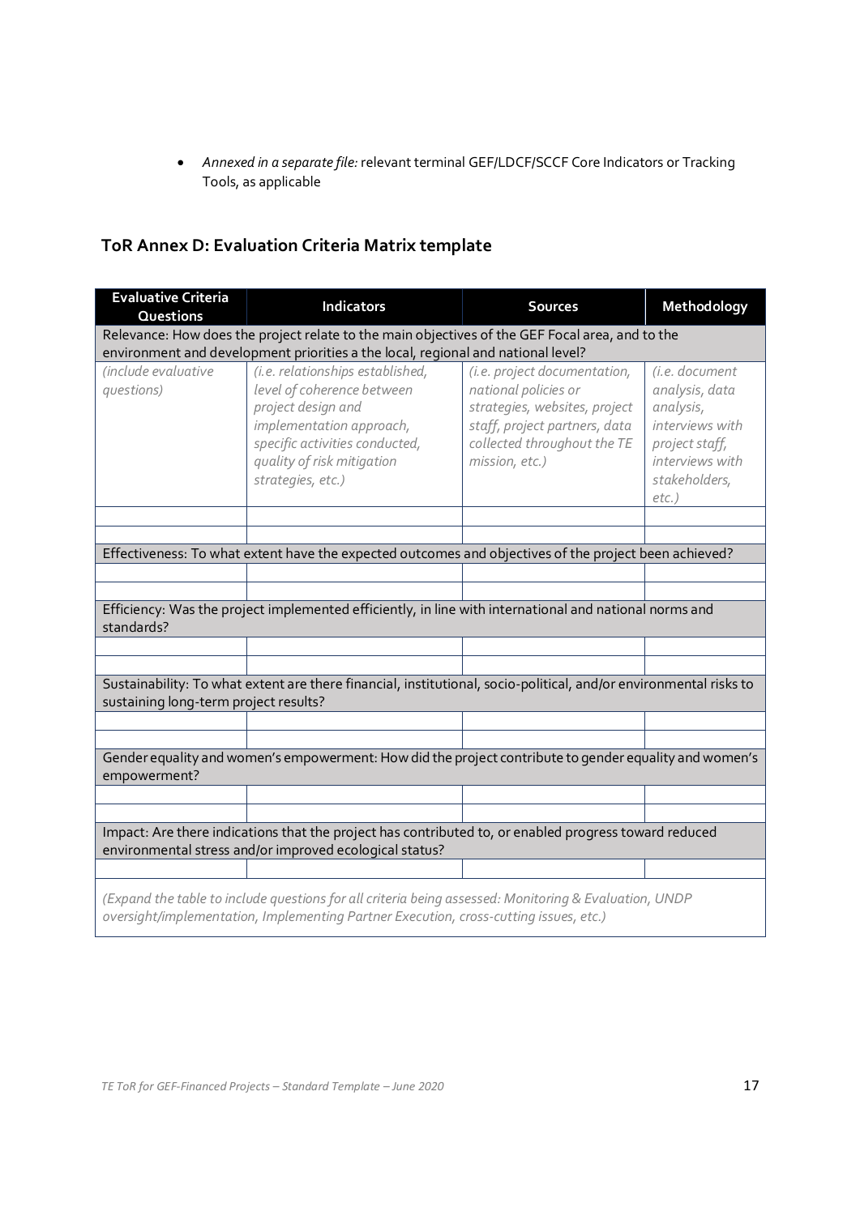- *Annexed in a separate file:* relevant terminal GEF/LDCF/SCCF Core Indicators or Tracking Tools, as applicable

## ToR Annex D: Evaluation Criteria Matrix template

| Evaluative Criteria Questions | Indicators | Sources | Methodology |
|---|---|---|---|
| Relevance: How does the project relate to the main objectives of the GEF Focal area, and to the environment and development priorities a the local, regional and national level? | | | |
| *(include evaluative questions)* | *(i.e. relationships established, level of coherence between project design and implementation approach, specific activities conducted, quality of risk mitigation strategies, etc.)* | *(i.e. project documentation, national policies or strategies, websites, project staff, project partners, data collected throughout the TE mission, etc.)* | *(i.e. document analysis, data analysis, interviews with project staff, interviews with stakeholders, etc.)* |
| | | | |
| | | | |
| Effectiveness: To what extent have the expected outcomes and objectives of the project been achieved? | | | |
| | | | |
| | | | |
| Efficiency: Was the project implemented efficiently, in line with international and national norms and standards? | | | |
| | | | |
| | | | |
| Sustainability: To what extent are there financial, institutional, socio-political, and/or environmental risks to sustaining long-term project results? | | | |
| | | | |
| | | | |
| Gender equality and women's empowerment: How did the project contribute to gender equality and women's empowerment? | | | |
| | | | |
| | | | |
| Impact: Are there indications that the project has contributed to, or enabled progress toward reduced environmental stress and/or improved ecological status? | | | |
| | | | |
| *(Expand the table to include questions for all criteria being assessed: Monitoring & Evaluation, UNDP oversight/implementation, Implementing Partner Execution, cross-cutting issues, etc.)* | | | |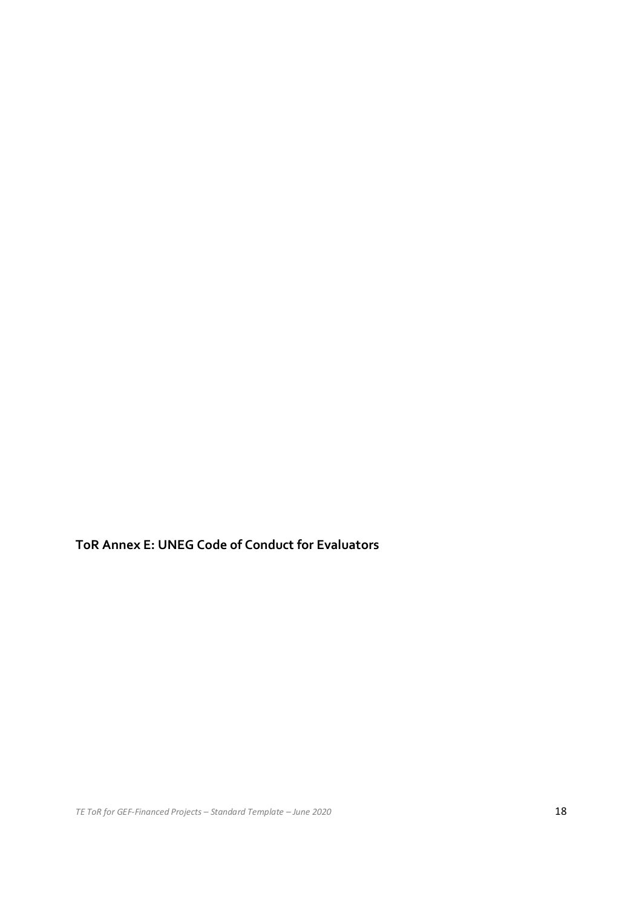**ToR Annex E: UNEG Code of Conduct for Evaluators**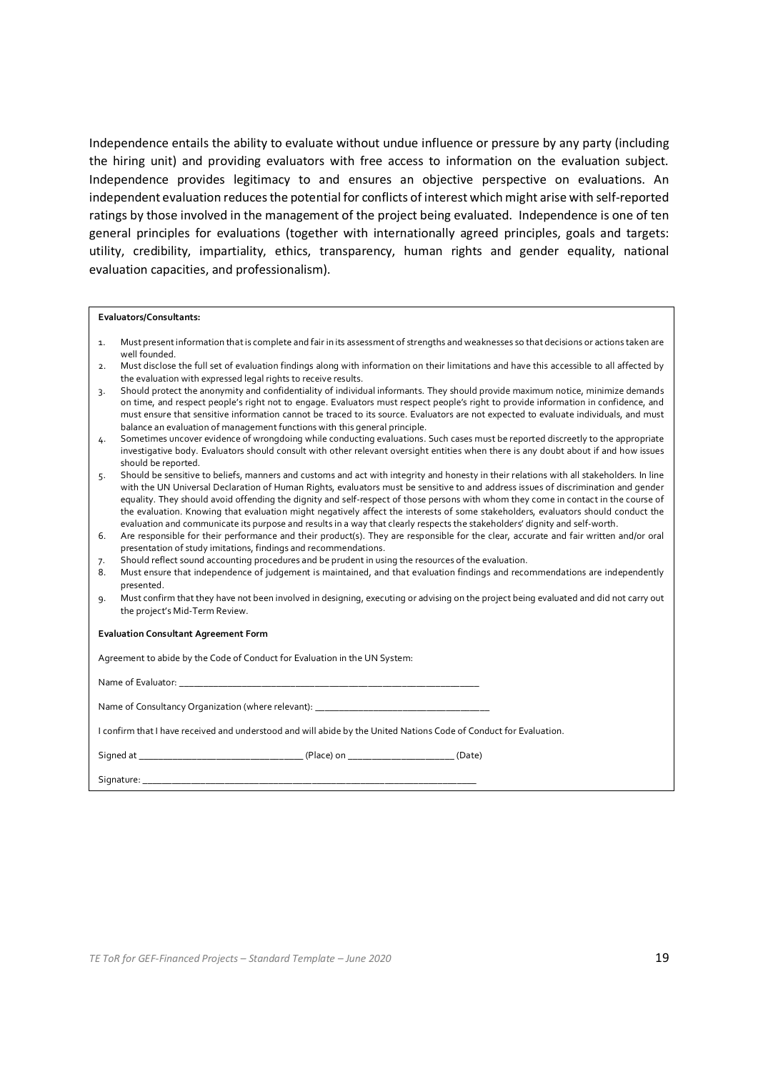Independence entails the ability to evaluate without undue influence or pressure by any party (including the hiring unit) and providing evaluators with free access to information on the evaluation subject. Independence provides legitimacy to and ensures an objective perspective on evaluations. An independent evaluation reduces the potential for conflicts of interest which might arise with self-reported ratings by those involved in the management of the project being evaluated. Independence is one of ten general principles for evaluations (together with internationally agreed principles, goals and targets: utility, credibility, impartiality, ethics, transparency, human rights and gender equality, national evaluation capacities, and professionalism).

**Evaluators/Consultants:**

1. Must present information that is complete and fair in its assessment of strengths and weaknesses so that decisions or actions taken are well founded.
2. Must disclose the full set of evaluation findings along with information on their limitations and have this accessible to all affected by the evaluation with expressed legal rights to receive results.
3. Should protect the anonymity and confidentiality of individual informants. They should provide maximum notice, minimize demands on time, and respect people's right not to engage. Evaluators must respect people's right to provide information in confidence, and must ensure that sensitive information cannot be traced to its source. Evaluators are not expected to evaluate individuals, and must balance an evaluation of management functions with this general principle.
4. Sometimes uncover evidence of wrongdoing while conducting evaluations. Such cases must be reported discreetly to the appropriate investigative body. Evaluators should consult with other relevant oversight entities when there is any doubt about if and how issues should be reported.
5. Should be sensitive to beliefs, manners and customs and act with integrity and honesty in their relations with all stakeholders. In line with the UN Universal Declaration of Human Rights, evaluators must be sensitive to and address issues of discrimination and gender equality. They should avoid offending the dignity and self-respect of those persons with whom they come in contact in the course of the evaluation. Knowing that evaluation might negatively affect the interests of some stakeholders, evaluators should conduct the evaluation and communicate its purpose and results in a way that clearly respects the stakeholders' dignity and self-worth.
6. Are responsible for their performance and their product(s). They are responsible for the clear, accurate and fair written and/or oral presentation of study imitations, findings and recommendations.
7. Should reflect sound accounting procedures and be prudent in using the resources of the evaluation.
8. Must ensure that independence of judgement is maintained, and that evaluation findings and recommendations are independently presented.
9. Must confirm that they have not been involved in designing, executing or advising on the project being evaluated and did not carry out the project's Mid-Term Review.

**Evaluation Consultant Agreement Form**

Agreement to abide by the Code of Conduct for Evaluation in the UN System:

Name of Evaluator: ____________________________________________________________

Name of Consultancy Organization (where relevant): ________________________________

I confirm that I have received and understood and will abide by the United Nations Code of Conduct for Evaluation.

Signed at ______________________________ (Place) on ____________________ (Date)

Signature: _______________________________________________________________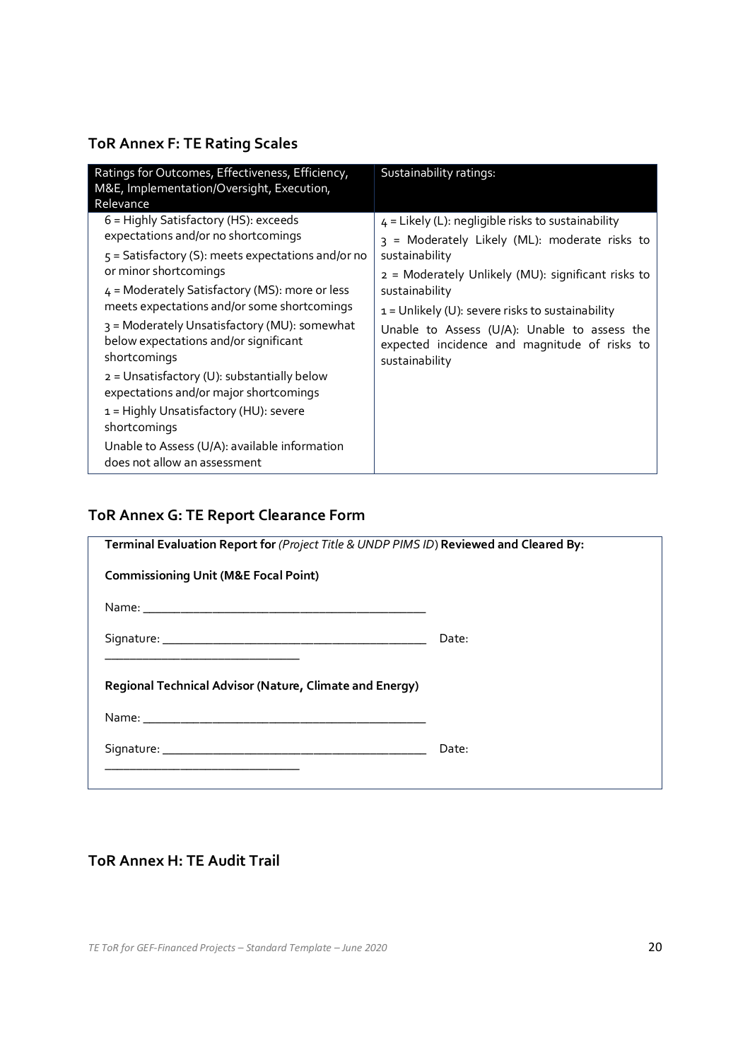## ToR Annex F: TE Rating Scales

| Ratings for Outcomes, Effectiveness, Efficiency, M&E, Implementation/Oversight, Execution, Relevance | Sustainability ratings: |
|---|---|
| 6 = Highly Satisfactory (HS): exceeds expectations and/or no shortcomings<br>5 = Satisfactory (S): meets expectations and/or no or minor shortcomings<br>4 = Moderately Satisfactory (MS): more or less meets expectations and/or some shortcomings<br>3 = Moderately Unsatisfactory (MU): somewhat below expectations and/or significant shortcomings<br>2 = Unsatisfactory (U): substantially below expectations and/or major shortcomings<br>1 = Highly Unsatisfactory (HU): severe shortcomings<br>Unable to Assess (U/A): available information does not allow an assessment | 4 = Likely (L): negligible risks to sustainability<br>3 = Moderately Likely (ML): moderate risks to sustainability<br>2 = Moderately Unlikely (MU): significant risks to sustainability<br>1 = Unlikely (U): severe risks to sustainability<br>Unable to Assess (U/A): Unable to assess the expected incidence and magnitude of risks to sustainability |

## ToR Annex G: TE Report Clearance Form

**Terminal Evaluation Report for** *(Project Title & UNDP PIMS ID)* **Reviewed and Cleared By:**

**Commissioning Unit (M&E Focal Point)**

Name: _____________________________________________

Signature: __________________________________________ Date: _______________________________

**Regional Technical Advisor (Nature, Climate and Energy)**

Name: _____________________________________________

Signature: __________________________________________ Date: _______________________________

## ToR Annex H: TE Audit Trail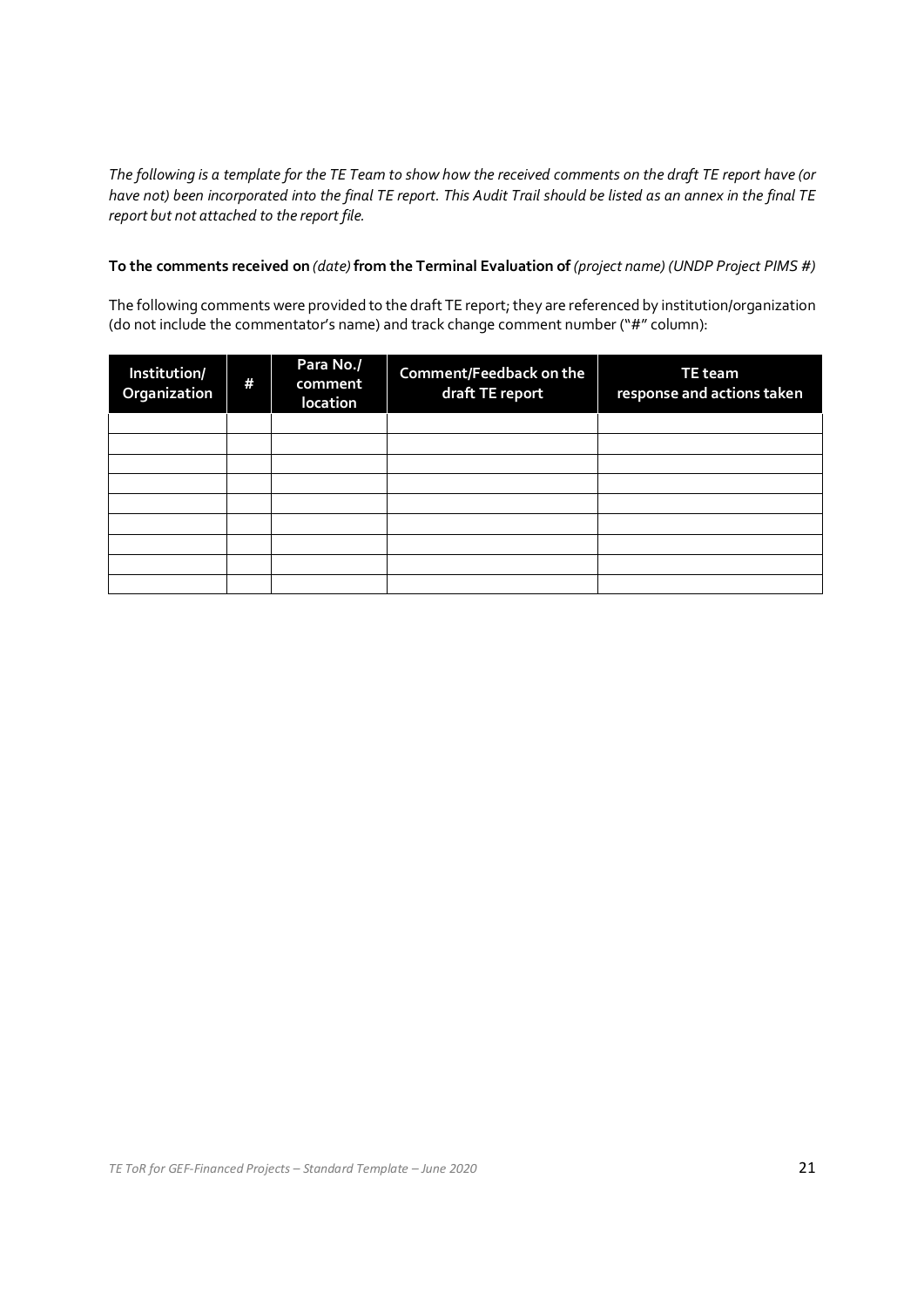*The following is a template for the TE Team to show how the received comments on the draft TE report have (or have not) been incorporated into the final TE report. This Audit Trail should be listed as an annex in the final TE report but not attached to the report file.*

**To the comments received on** *(date)* **from the Terminal Evaluation of** *(project name) (UNDP Project PIMS #)*

The following comments were provided to the draft TE report; they are referenced by institution/organization (do not include the commentator's name) and track change comment number ("#" column):

| Institution/ Organization | # | Para No./ comment location | Comment/Feedback on the draft TE report | TE team response and actions taken |
|---|---|---|---|---|
| | | | | |
| | | | | |
| | | | | |
| | | | | |
| | | | | |
| | | | | |
| | | | | |
| | | | | |
| | | | | |